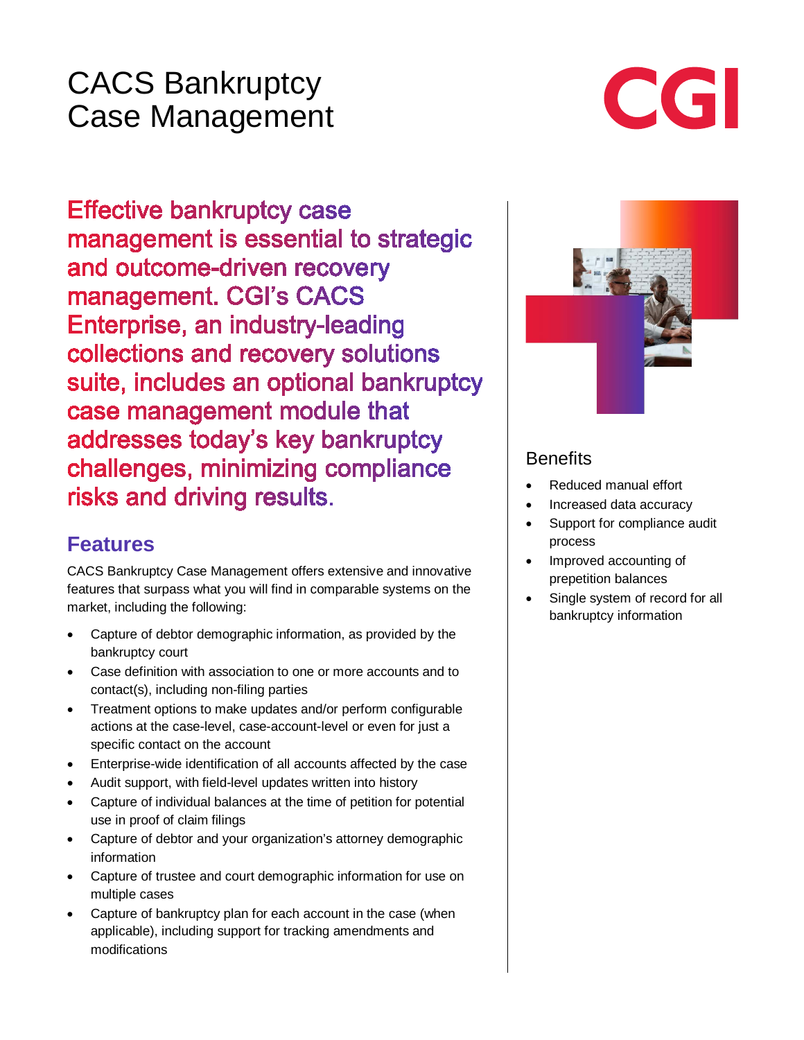# CACS Bankruptcy Case Management

CGI

**Effective bankruptcy case management is essential to strategic and outcome-driven recovery management. CGI's CACS Enterprise, an industry-leading collections and recovery solutions suite, includes an optional bankruptcy case management module that addresses today's key bankruptcy challenges, minimizing compliance risks and driving results.**

## Features

CACS Bankruptcy Case Management offers extensive and innovative features that surpass what you will find in comparable systems on the market, including the following:

- Capture of debtor demographic information, as provided by the bankruptcy court
- Case definition with association to one or more accounts and to contact(s), including non-filing parties
- Treatment options to make updates and/or perform configurable actions at the case-level, case-account-level or even for just a specific contact on the account
- Enterprise-wide identification of all accounts affected by the case
- Audit support, with field-level updates written into history
- Capture of individual balances at the time of petition for potential use in proof of claim filings
- Capture of debtor and your organization's attorney demographic information
- Capture of trustee and court demographic information for use on multiple cases
- Capture of bankruptcy plan for each account in the case (when applicable), including support for tracking amendments and modifications

## Benefits

- Reduced manual effort
- Increased data accuracy
- Support for compliance audit process
- Improved accounting of prepetition balances
- Single system of record for all bankruptcy information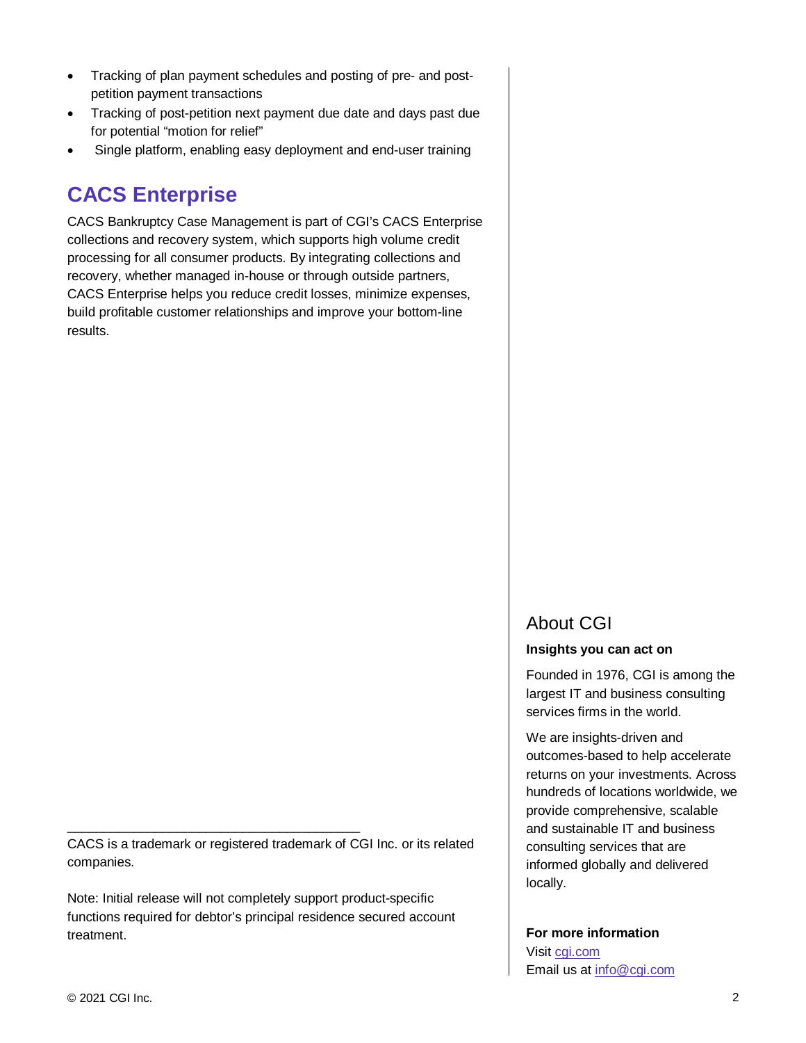- Tracking of plan payment schedules and posting of pre- and post-petition payment transactions
- Tracking of post-petition next payment due date and days past due for potential "motion for relief"
- Single platform, enabling easy deployment and end-user training

## CACS Enterprise

CACS Bankruptcy Case Management is part of CGI's CACS Enterprise collections and recovery system, which supports high volume credit processing for all consumer products. By integrating collections and recovery, whether managed in-house or through outside partners, CACS Enterprise helps you reduce credit losses, minimize expenses, build profitable customer relationships and improve your bottom-line results.

---

CACS is a trademark or registered trademark of CGI Inc. or its related companies.

Note: Initial release will not completely support product-specific functions required for debtor's principal residence secured account treatment.

## About CGI

**Insights you can act on**

Founded in 1976, CGI is among the largest IT and business consulting services firms in the world.

We are insights-driven and outcomes-based to help accelerate returns on your investments. Across hundreds of locations worldwide, we provide comprehensive, scalable and sustainable IT and business consulting services that are informed globally and delivered locally.

**For more information**

Visit cgi.com
Email us at info@cgi.com

© 2021 CGI Inc.